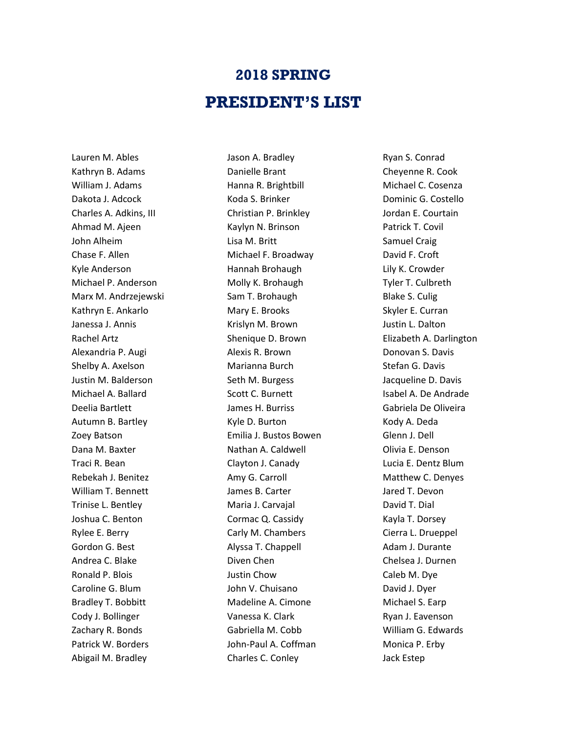# 2018 SPRING

# PRESIDENT'S LIST

Lauren M. Ables
Kathryn B. Adams
William J. Adams
Dakota J. Adcock
Charles A. Adkins, III
Ahmad M. Ajeen
John Alheim
Chase F. Allen
Kyle Anderson
Michael P. Anderson
Marx M. Andrzejewski
Kathryn E. Ankarlo
Janessa J. Annis
Rachel Artz
Alexandria P. Augi
Shelby A. Axelson
Justin M. Balderson
Michael A. Ballard
Deelia Bartlett
Autumn B. Bartley
Zoey Batson
Dana M. Baxter
Traci R. Bean
Rebekah J. Benitez
William T. Bennett
Trinise L. Bentley
Joshua C. Benton
Rylee E. Berry
Gordon G. Best
Andrea C. Blake
Ronald P. Blois
Caroline G. Blum
Bradley T. Bobbitt
Cody J. Bollinger
Zachary R. Bonds
Patrick W. Borders
Abigail M. Bradley
Jason A. Bradley
Danielle Brant
Hanna R. Brightbill
Koda S. Brinker
Christian P. Brinkley
Kaylyn N. Brinson
Lisa M. Britt
Michael F. Broadway
Hannah Brohaugh
Molly K. Brohaugh
Sam T. Brohaugh
Mary E. Brooks
Krislyn M. Brown
Shenique D. Brown
Alexis R. Brown
Marianna Burch
Seth M. Burgess
Scott C. Burnett
James H. Burriss
Kyle D. Burton
Emilia J. Bustos Bowen
Nathan A. Caldwell
Clayton J. Canady
Amy G. Carroll
James B. Carter
Maria J. Carvajal
Cormac Q. Cassidy
Carly M. Chambers
Alyssa T. Chappell
Diven Chen
Justin Chow
John V. Chuisano
Madeline A. Cimone
Vanessa K. Clark
Gabriella M. Cobb
John-Paul A. Coffman
Charles C. Conley
Ryan S. Conrad
Cheyenne R. Cook
Michael C. Cosenza
Dominic G. Costello
Jordan E. Courtain
Patrick T. Covil
Samuel Craig
David F. Croft
Lily K. Crowder
Tyler T. Culbreth
Blake S. Culig
Skyler E. Curran
Justin L. Dalton
Elizabeth A. Darlington
Donovan S. Davis
Stefan G. Davis
Jacqueline D. Davis
Isabel A. De Andrade
Gabriela De Oliveira
Kody A. Deda
Glenn J. Dell
Olivia E. Denson
Lucia E. Dentz Blum
Matthew C. Denyes
Jared T. Devon
David T. Dial
Kayla T. Dorsey
Cierra L. Drueppel
Adam J. Durante
Chelsea J. Durnen
Caleb M. Dye
David J. Dyer
Michael S. Earp
Ryan J. Eavenson
William G. Edwards
Monica P. Erby
Jack Estep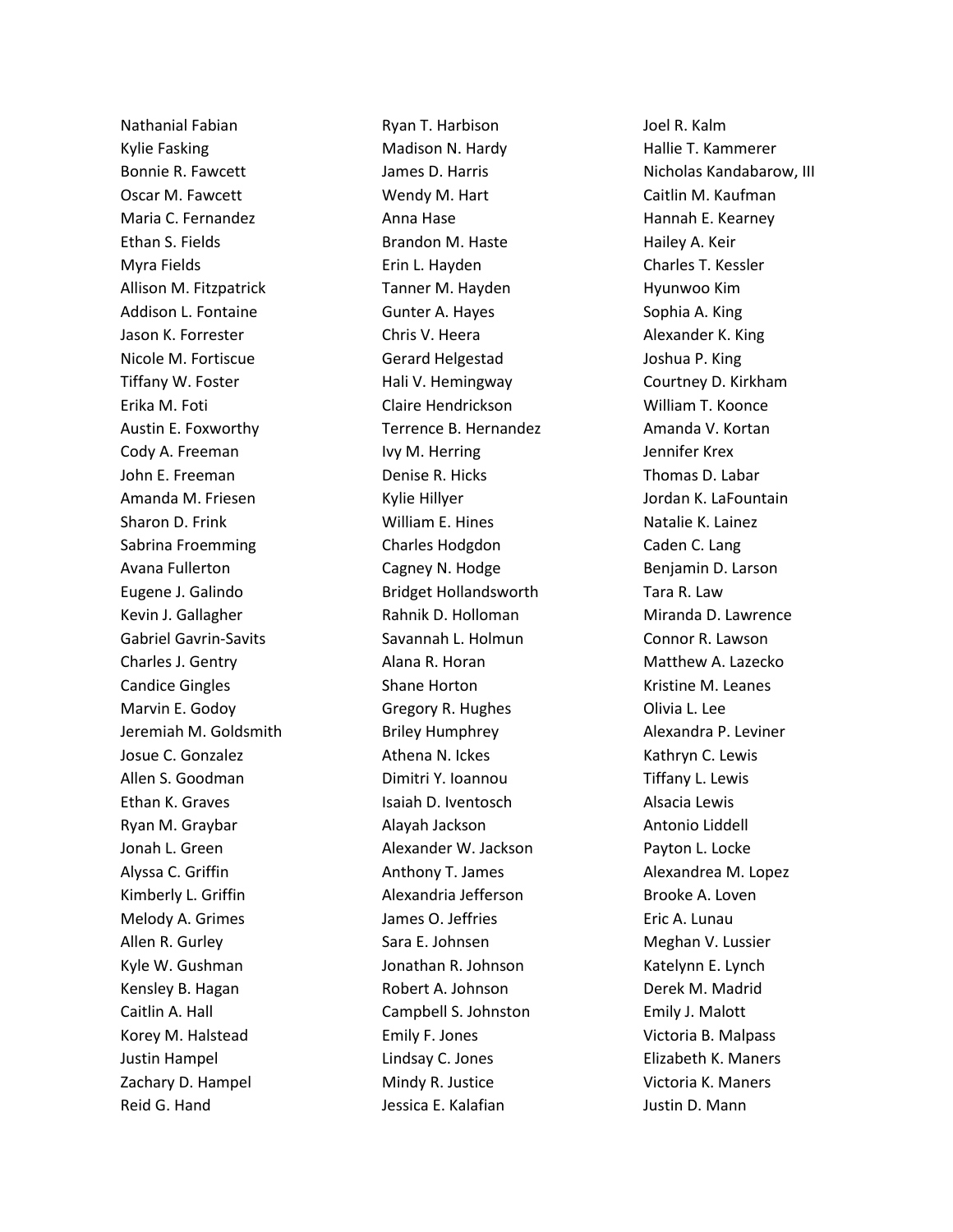Nathanial Fabian
Kylie Fasking
Bonnie R. Fawcett
Oscar M. Fawcett
Maria C. Fernandez
Ethan S. Fields
Myra Fields
Allison M. Fitzpatrick
Addison L. Fontaine
Jason K. Forrester
Nicole M. Fortiscue
Tiffany W. Foster
Erika M. Foti
Austin E. Foxworthy
Cody A. Freeman
John E. Freeman
Amanda M. Friesen
Sharon D. Frink
Sabrina Froemming
Avana Fullerton
Eugene J. Galindo
Kevin J. Gallagher
Gabriel Gavrin-Savits
Charles J. Gentry
Candice Gingles
Marvin E. Godoy
Jeremiah M. Goldsmith
Josue C. Gonzalez
Allen S. Goodman
Ethan K. Graves
Ryan M. Graybar
Jonah L. Green
Alyssa C. Griffin
Kimberly L. Griffin
Melody A. Grimes
Allen R. Gurley
Kyle W. Gushman
Kensley B. Hagan
Caitlin A. Hall
Korey M. Halstead
Justin Hampel
Zachary D. Hampel
Reid G. Hand
Ryan T. Harbison
Madison N. Hardy
James D. Harris
Wendy M. Hart
Anna Hase
Brandon M. Haste
Erin L. Hayden
Tanner M. Hayden
Gunter A. Hayes
Chris V. Heera
Gerard Helgestad
Hali V. Hemingway
Claire Hendrickson
Terrence B. Hernandez
Ivy M. Herring
Denise R. Hicks
Kylie Hillyer
William E. Hines
Charles Hodgdon
Cagney N. Hodge
Bridget Hollandsworth
Rahnik D. Holloman
Savannah L. Holmun
Alana R. Horan
Shane Horton
Gregory R. Hughes
Briley Humphrey
Athena N. Ickes
Dimitri Y. Ioannou
Isaiah D. Iventosch
Alayah Jackson
Alexander W. Jackson
Anthony T. James
Alexandria Jefferson
James O. Jeffries
Sara E. Johnsen
Jonathan R. Johnson
Robert A. Johnson
Campbell S. Johnston
Emily F. Jones
Lindsay C. Jones
Mindy R. Justice
Jessica E. Kalafian
Joel R. Kalm
Hallie T. Kammerer
Nicholas Kandabarow, III
Caitlin M. Kaufman
Hannah E. Kearney
Hailey A. Keir
Charles T. Kessler
Hyunwoo Kim
Sophia A. King
Alexander K. King
Joshua P. King
Courtney D. Kirkham
William T. Koonce
Amanda V. Kortan
Jennifer Krex
Thomas D. Labar
Jordan K. LaFountain
Natalie K. Lainez
Caden C. Lang
Benjamin D. Larson
Tara R. Law
Miranda D. Lawrence
Connor R. Lawson
Matthew A. Lazecko
Kristine M. Leanes
Olivia L. Lee
Alexandra P. Leviner
Kathryn C. Lewis
Tiffany L. Lewis
Alsacia Lewis
Antonio Liddell
Payton L. Locke
Alexandrea M. Lopez
Brooke A. Loven
Eric A. Lunau
Meghan V. Lussier
Katelynn E. Lynch
Derek M. Madrid
Emily J. Malott
Victoria B. Malpass
Elizabeth K. Maners
Victoria K. Maners
Justin D. Mann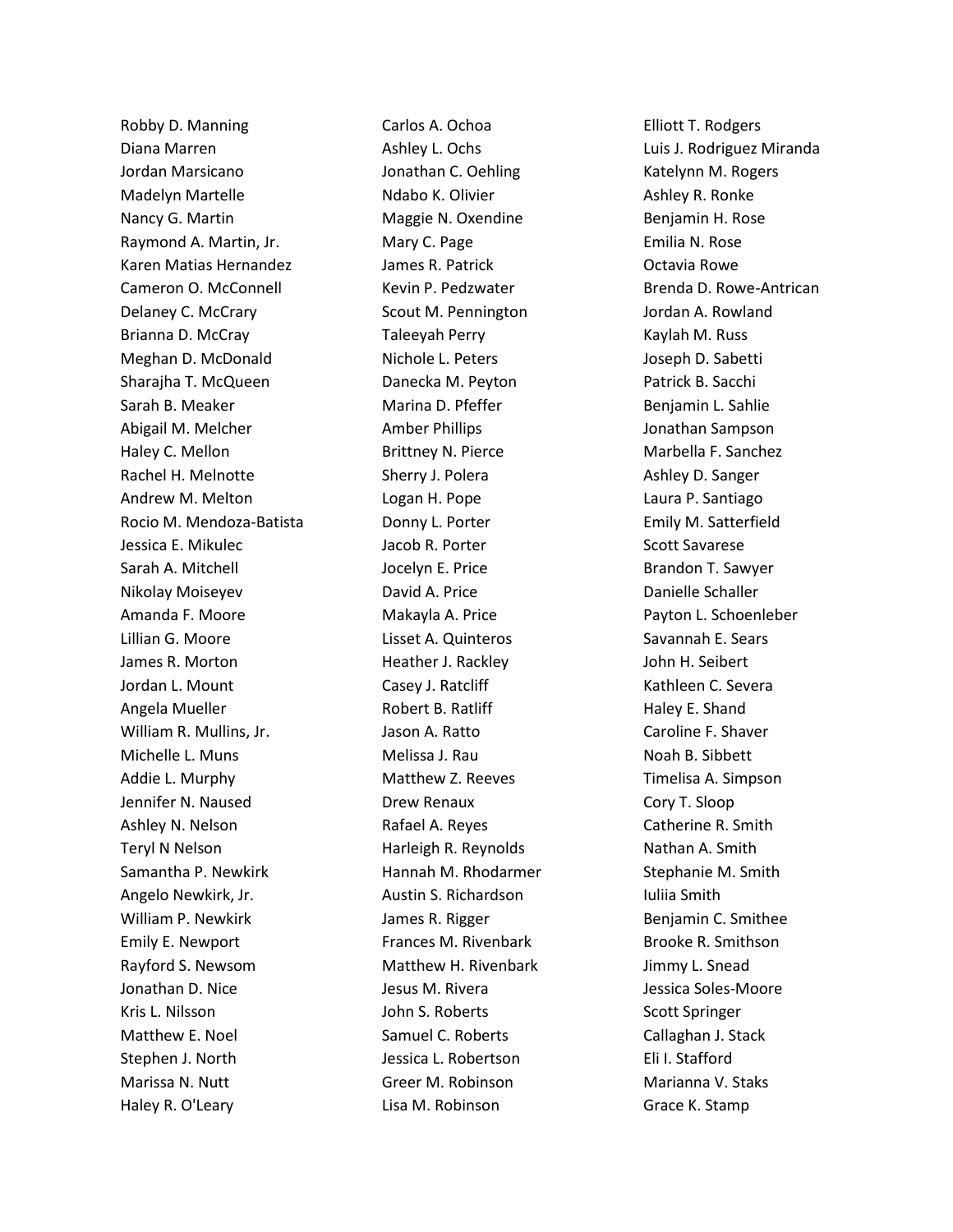Robby D. Manning
Diana Marren
Jordan Marsicano
Madelyn Martelle
Nancy G. Martin
Raymond A. Martin, Jr.
Karen Matias Hernandez
Cameron O. McConnell
Delaney C. McCrary
Brianna D. McCray
Meghan D. McDonald
Sharajha T. McQueen
Sarah B. Meaker
Abigail M. Melcher
Haley C. Mellon
Rachel H. Melnotte
Andrew M. Melton
Rocio M. Mendoza-Batista
Jessica E. Mikulec
Sarah A. Mitchell
Nikolay Moiseyev
Amanda F. Moore
Lillian G. Moore
James R. Morton
Jordan L. Mount
Angela Mueller
William R. Mullins, Jr.
Michelle L. Muns
Addie L. Murphy
Jennifer N. Naused
Ashley N. Nelson
Teryl N Nelson
Samantha P. Newkirk
Angelo Newkirk, Jr.
William P. Newkirk
Emily E. Newport
Rayford S. Newsom
Jonathan D. Nice
Kris L. Nilsson
Matthew E. Noel
Stephen J. North
Marissa N. Nutt
Haley R. O'Leary
Carlos A. Ochoa
Ashley L. Ochs
Jonathan C. Oehling
Ndabo K. Olivier
Maggie N. Oxendine
Mary C. Page
James R. Patrick
Kevin P. Pedzwater
Scout M. Pennington
Taleeyah Perry
Nichole L. Peters
Danecka M. Peyton
Marina D. Pfeffer
Amber Phillips
Brittney N. Pierce
Sherry J. Polera
Logan H. Pope
Donny L. Porter
Jacob R. Porter
Jocelyn E. Price
David A. Price
Makayla A. Price
Lisset A. Quinteros
Heather J. Rackley
Casey J. Ratcliff
Robert B. Ratliff
Jason A. Ratto
Melissa J. Rau
Matthew Z. Reeves
Drew Renaux
Rafael A. Reyes
Harleigh R. Reynolds
Hannah M. Rhodarmer
Austin S. Richardson
James R. Rigger
Frances M. Rivenbark
Matthew H. Rivenbark
Jesus M. Rivera
John S. Roberts
Samuel C. Roberts
Jessica L. Robertson
Greer M. Robinson
Lisa M. Robinson
Elliott T. Rodgers
Luis J. Rodriguez Miranda
Katelynn M. Rogers
Ashley R. Ronke
Benjamin H. Rose
Emilia N. Rose
Octavia Rowe
Brenda D. Rowe-Antrican
Jordan A. Rowland
Kaylah M. Russ
Joseph D. Sabetti
Patrick B. Sacchi
Benjamin L. Sahlie
Jonathan Sampson
Marbella F. Sanchez
Ashley D. Sanger
Laura P. Santiago
Emily M. Satterfield
Scott Savarese
Brandon T. Sawyer
Danielle Schaller
Payton L. Schoenleber
Savannah E. Sears
John H. Seibert
Kathleen C. Severa
Haley E. Shand
Caroline F. Shaver
Noah B. Sibbett
Timelisa A. Simpson
Cory T. Sloop
Catherine R. Smith
Nathan A. Smith
Stephanie M. Smith
Iuliia Smith
Benjamin C. Smithee
Brooke R. Smithson
Jimmy L. Snead
Jessica Soles-Moore
Scott Springer
Callaghan J. Stack
Eli I. Stafford
Marianna V. Staks
Grace K. Stamp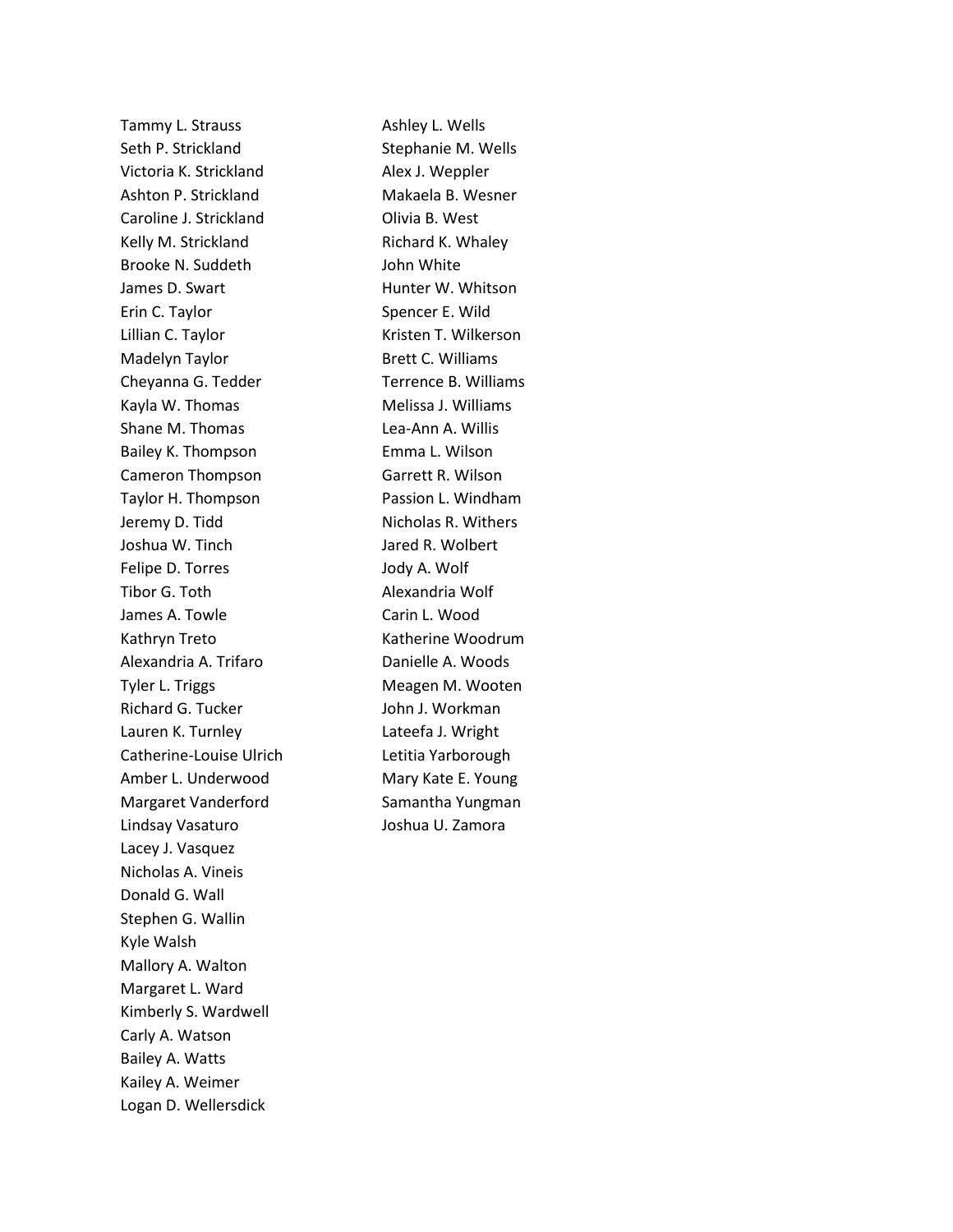Tammy L. Strauss
Seth P. Strickland
Victoria K. Strickland
Ashton P. Strickland
Caroline J. Strickland
Kelly M. Strickland
Brooke N. Suddeth
James D. Swart
Erin C. Taylor
Lillian C. Taylor
Madelyn Taylor
Cheyanna G. Tedder
Kayla W. Thomas
Shane M. Thomas
Bailey K. Thompson
Cameron Thompson
Taylor H. Thompson
Jeremy D. Tidd
Joshua W. Tinch
Felipe D. Torres
Tibor G. Toth
James A. Towle
Kathryn Treto
Alexandria A. Trifaro
Tyler L. Triggs
Richard G. Tucker
Lauren K. Turnley
Catherine-Louise Ulrich
Amber L. Underwood
Margaret Vanderford
Lindsay Vasaturo
Lacey J. Vasquez
Nicholas A. Vineis
Donald G. Wall
Stephen G. Wallin
Kyle Walsh
Mallory A. Walton
Margaret L. Ward
Kimberly S. Wardwell
Carly A. Watson
Bailey A. Watts
Kailey A. Weimer
Logan D. Wellersdick
Ashley L. Wells
Stephanie M. Wells
Alex J. Weppler
Makaela B. Wesner
Olivia B. West
Richard K. Whaley
John White
Hunter W. Whitson
Spencer E. Wild
Kristen T. Wilkerson
Brett C. Williams
Terrence B. Williams
Melissa J. Williams
Lea-Ann A. Willis
Emma L. Wilson
Garrett R. Wilson
Passion L. Windham
Nicholas R. Withers
Jared R. Wolbert
Jody A. Wolf
Alexandria Wolf
Carin L. Wood
Katherine Woodrum
Danielle A. Woods
Meagen M. Wooten
John J. Workman
Lateefa J. Wright
Letitia Yarborough
Mary Kate E. Young
Samantha Yungman
Joshua U. Zamora